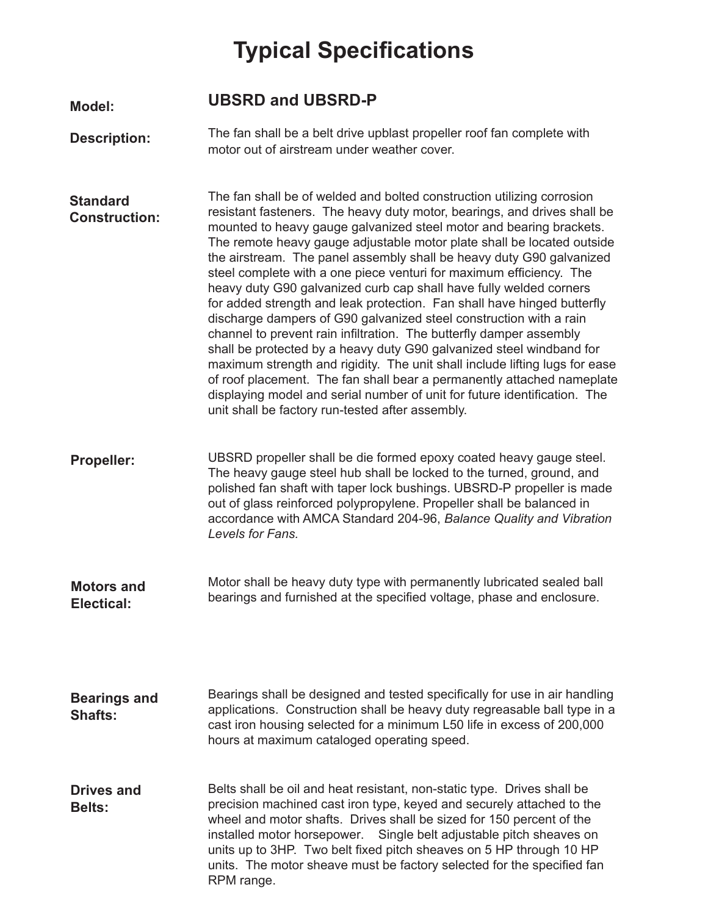# Typical Specifications

**Model:** 

## UBSRD and UBSRD-P

**Description:**

The fan shall be a belt drive upblast propeller roof fan complete with motor out of airstream under weather cover.

**Standard Construction:**

The fan shall be of welded and bolted construction utilizing corrosion resistant fasteners. The heavy duty motor, bearings, and drives shall be mounted to heavy gauge galvanized steel motor and bearing brackets. The remote heavy gauge adjustable motor plate shall be located outside the airstream. The panel assembly shall be heavy duty G90 galvanized steel complete with a one piece venturi for maximum efficiency. The heavy duty G90 galvanized curb cap shall have fully welded corners for added strength and leak protection. Fan shall have hinged butterfly discharge dampers of G90 galvanized steel construction with a rain channel to prevent rain infiltration. The butterfly damper assembly shall be protected by a heavy duty G90 galvanized steel windband for maximum strength and rigidity. The unit shall include lifting lugs for ease of roof placement. The fan shall bear a permanently attached nameplate displaying model and serial number of unit for future identification. The unit shall be factory run-tested after assembly.

**Propeller:**

UBSRD propeller shall be die formed epoxy coated heavy gauge steel. The heavy gauge steel hub shall be locked to the turned, ground, and polished fan shaft with taper lock bushings. UBSRD-P propeller is made out of glass reinforced polypropylene. Propeller shall be balanced in accordance with AMCA Standard 204-96, *Balance Quality and Vibration Levels for Fans.*

**Motors and Electrical:**

Motor shall be heavy duty type with permanently lubricated sealed ball bearings and furnished at the specified voltage, phase and enclosure.

**Bearings and Shafts:**

Bearings shall be designed and tested specifically for use in air handling applications. Construction shall be heavy duty regreasable ball type in a cast iron housing selected for a minimum L50 life in excess of 200,000 hours at maximum cataloged operating speed.

**Drives and Belts:**

Belts shall be oil and heat resistant, non-static type. Drives shall be precision machined cast iron type, keyed and securely attached to the wheel and motor shafts. Drives shall be sized for 150 percent of the installed motor horsepower. Single belt adjustable pitch sheaves on units up to 3HP. Two belt fixed pitch sheaves on 5 HP through 10 HP units. The motor sheave must be factory selected for the specified fan RPM range.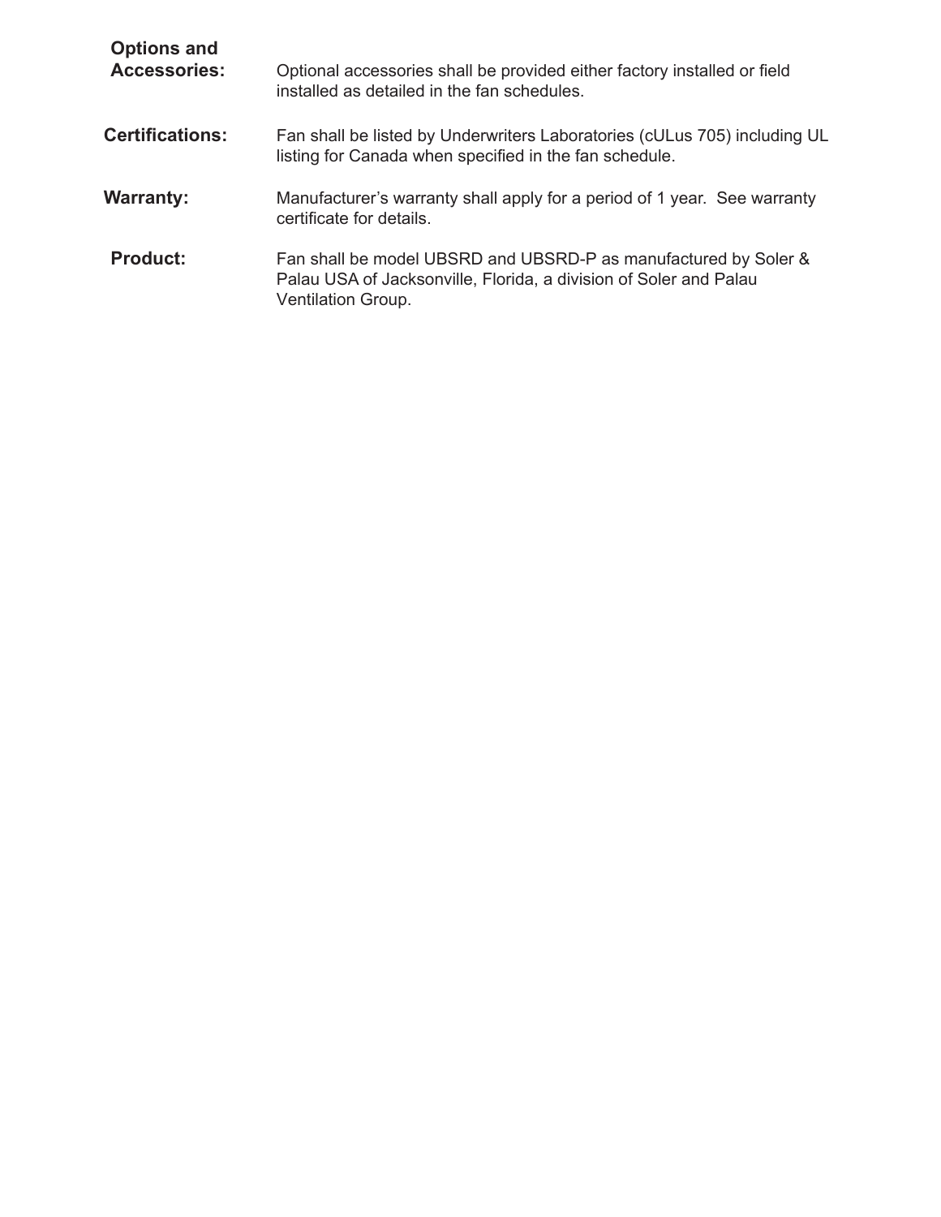**Options and Accessories:** Optional accessories shall be provided either factory installed or field installed as detailed in the fan schedules.

**Certifications:** Fan shall be listed by Underwriters Laboratories (cULus 705) including UL listing for Canada when specified in the fan schedule.

**Warranty:** Manufacturer's warranty shall apply for a period of 1 year. See warranty certificate for details.

**Product:** Fan shall be model UBSRD and UBSRD-P as manufactured by Soler & Palau USA of Jacksonville, Florida, a division of Soler and Palau Ventilation Group.